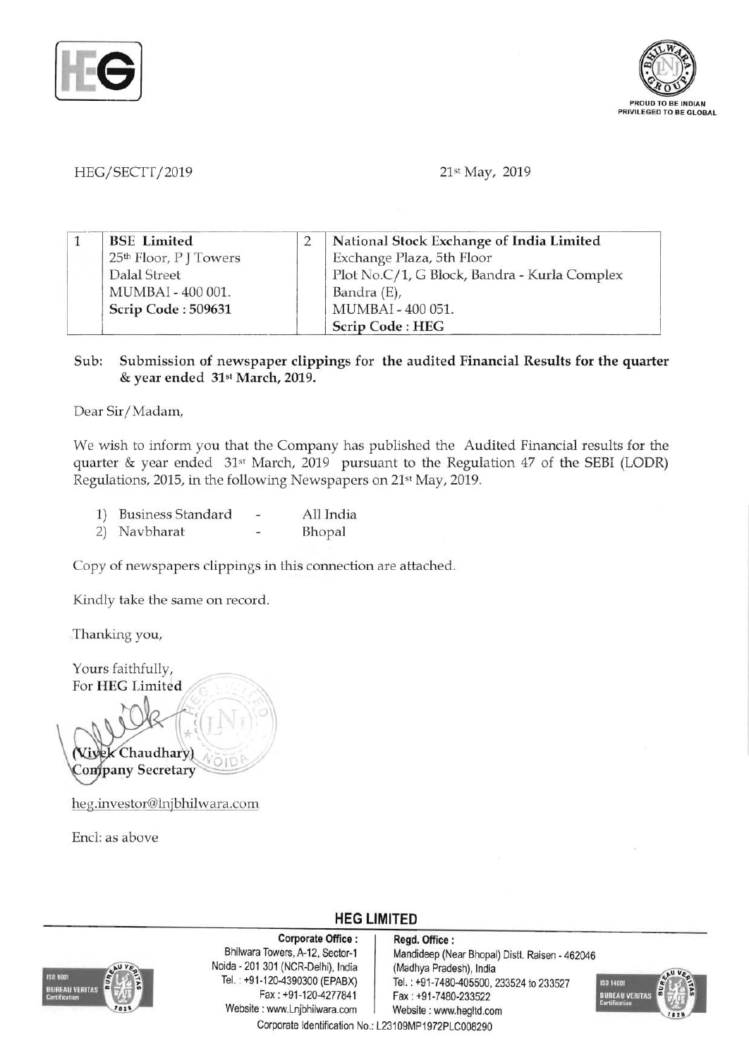HEG/SECTT/2019

21st May, 2019

| | | | |
|---|---|---|---|
| 1 | **BSE Limited**<br>25th Floor, P J Towers<br>Dalal Street<br>MUMBAI - 400 001.<br>**Scrip Code : 509631** | 2 | **National Stock Exchange of India Limited**<br>Exchange Plaza, 5th Floor<br>Plot No.C/1, G Block, Bandra - Kurla Complex<br>Bandra (E),<br>MUMBAI - 400 051.<br>**Scrip Code : HEG** |

Sub: **Submission of newspaper clippings for the audited Financial Results for the quarter & year ended 31st March, 2019.**

Dear Sir/Madam,

We wish to inform you that the Company has published the Audited Financial results for the quarter & year ended 31st March, 2019 pursuant to the Regulation 47 of the SEBI (LODR) Regulations, 2015, in the following Newspapers on 21st May, 2019.

1) Business Standard - All India
2) Navbharat - Bhopal

Copy of newspapers clippings in this connection are attached.

Kindly take the same on record.

Thanking you,

Yours faithfully,
For **HEG Limited**

(Vivek Chaudhary)
Company Secretary

heg.investor@lnjbhilwara.com

Encl: as above

**HEG LIMITED**

**Corporate Office :**
Bhilwara Towers, A-12, Sector-1
Noida - 201 301 (NCR-Delhi), India
Tel. : +91-120-4390300 (EPABX)
Fax : +91-120-4277841
Website : www.Lnjbhilwara.com

**Regd. Office :**
Mandideep (Near Bhopal) Distt. Raisen - 462046
(Madhya Pradesh), India
Tel. : +91-7480-405500, 233524 to 233527
Fax : +91-7480-233522
Website : www.hegltd.com

Corporate Identification No.: L23109MP1972PLC008290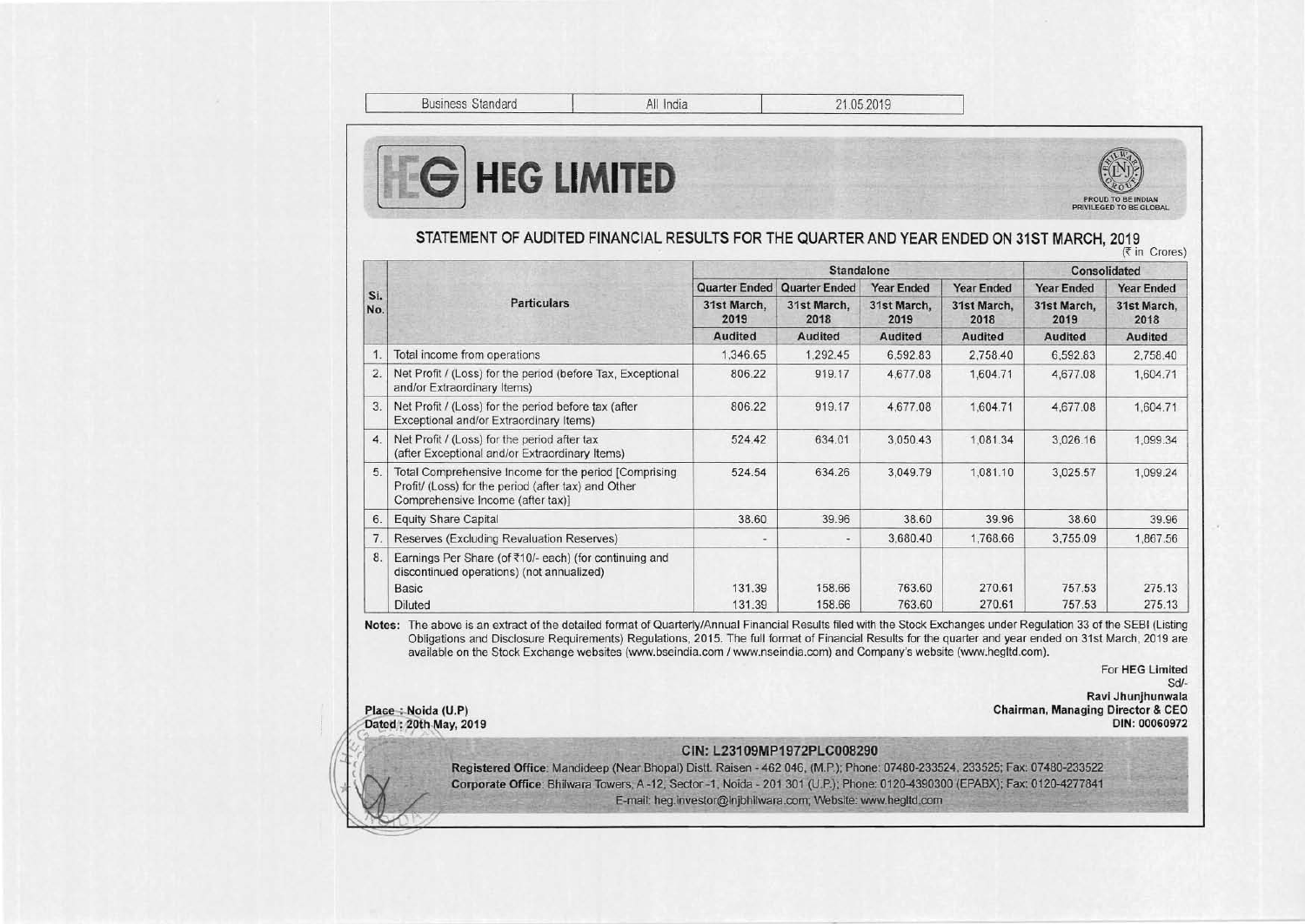| Business Standard | All India | 21.05.2019 |
|---|---|---|

# HEG LIMITED

PROUD TO BE INDIAN
PRIVILEGED TO BE GLOBAL

## STATEMENT OF AUDITED FINANCIAL RESULTS FOR THE QUARTER AND YEAR ENDED ON 31ST MARCH, 2019

(₹ in Crores)

| Sl. No. | Particulars | Standalone | | | | Consolidated | |
|---|---|---|---|---|---|---|---|
| | | Quarter Ended | Quarter Ended | Year Ended | Year Ended | Year Ended | Year Ended |
| | | 31st March, 2019 | 31st March, 2018 | 31st March, 2019 | 31st March, 2018 | 31st March, 2019 | 31st March, 2018 |
| | | Audited | Audited | Audited | Audited | Audited | Audited |
| 1. | Total income from operations | 1,346.65 | 1,292.45 | 6,592.83 | 2,758.40 | 6,592.83 | 2,758.40 |
| 2. | Net Profit / (Loss) for the period (before Tax, Exceptional and/or Extraordinary Items) | 806.22 | 919.17 | 4,677.08 | 1,604.71 | 4,677.08 | 1,604.71 |
| 3. | Net Profit / (Loss) for the period before tax (after Exceptional and/or Extraordinary Items) | 806.22 | 919.17 | 4,677.08 | 1,604.71 | 4,677.08 | 1,604.71 |
| 4. | Net Profit / (Loss) for the period after tax (after Exceptional and/or Extraordinary Items) | 524.42 | 634.01 | 3,050.43 | 1,081.34 | 3,026.16 | 1,099.34 |
| 5. | Total Comprehensive Income for the period [Comprising Profit/ (Loss) for the period (after tax) and Other Comprehensive Income (after tax)] | 524.54 | 634.26 | 3,049.79 | 1,081.10 | 3,025.57 | 1,099.24 |
| 6. | Equity Share Capital | 38.60 | 39.96 | 38.60 | 39.96 | 38.60 | 39.96 |
| 7. | Reserves (Excluding Revaluation Reserves) | - | - | 3,680.40 | 1,768.66 | 3,755.09 | 1,867.56 |
| 8. | Earnings Per Share (of ₹10/- each) (for continuing and discontinued operations) (not annualized) | | | | | | |
| | Basic | 131.39 | 158.66 | 763.60 | 270.61 | 757.53 | 275.13 |
| | Diluted | 131.39 | 158.66 | 763.60 | 270.61 | 757.53 | 275.13 |

**Notes:** The above is an extract of the detailed format of Quarterly/Annual Financial Results filed with the Stock Exchanges under Regulation 33 of the SEBI (Listing Obligations and Disclosure Requirements) Regulations, 2015. The full format of Financial Results for the quarter and year ended on 31st March, 2019 are available on the Stock Exchange websites (www.bseindia.com / www.nseindia.com) and Company's website (www.hegltd.com).

For **HEG Limited**
Sd/-
**Ravi Jhunjhunwala**
**Chairman, Managing Director & CEO**
**DIN: 00060972**

**Place : Noida (U.P)**
**Dated : 20th May, 2019**

**CIN: L23109MP1972PLC008290**

**Registered Office**: Mandideep (Near Bhopal) Distt. Raisen - 462 046, (M.P.); Phone: 07480-233524, 233525; Fax: 07480-233522
**Corporate Office**: Bhilwara Towers, A-12, Sector-1, Noida - 201 301 (U.P.); Phone: 0120-4390300 (EPABX); Fax: 0120-4277841
E-mail: heg.investor@lnjbhilwara.com; Website: www.hegltd.com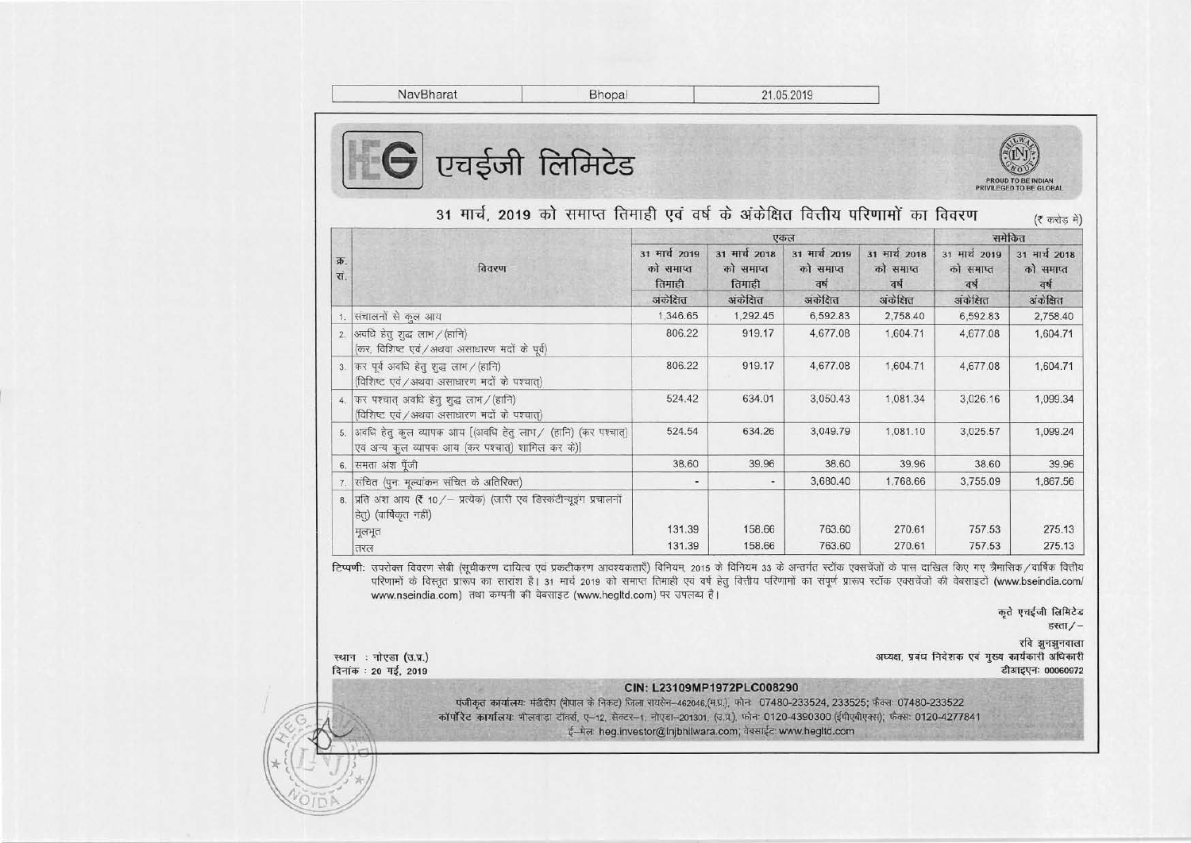| NavBharat | Bhopal | 21.05.2019 |
| --- | --- | --- |

# एचईजी लिमिटेड

PROUD TO BE INDIAN
PRIVILEGED TO BE GLOBAL

## 31 मार्च, 2019 को समाप्त तिमाही एवं वर्ष के अंकेक्षित वित्तीय परिणामों का विवरण

(₹ करोड़ में)

| क्र. सं. | विवरण | एकल | | | | समेकित | |
| --- | --- | --- | --- | --- | --- | --- | --- |
| | | 31 मार्च 2019 को समाप्त तिमाही | 31 मार्च 2018 को समाप्त तिमाही | 31 मार्च 2019 को समाप्त वर्ष | 31 मार्च 2018 को समाप्त वर्ष | 31 मार्च 2019 को समाप्त वर्ष | 31 मार्च 2018 को समाप्त वर्ष |
| | | अंकेक्षित | अंकेक्षित | अंकेक्षित | अंकेक्षित | अंकेक्षित | अंकेक्षित |
| 1. | संचालनों से कुल आय | 1,346.65 | 1,292.45 | 6,592.83 | 2,758.40 | 6,592.83 | 2,758.40 |
| 2. | अवधि हेतु शुद्ध लाभ / (हानि) (कर, विशिष्ट एवं / अथवा असाधारण मदों के पूर्व) | 806.22 | 919.17 | 4,677.08 | 1,604.71 | 4,677.08 | 1,604.71 |
| 3. | कर पूर्व अवधि हेतु शुद्ध लाभ / (हानि) (विशिष्ट एवं / अथवा असाधारण मदों के पश्चात्) | 806.22 | 919.17 | 4,677.08 | 1,604.71 | 4,677.08 | 1,604.71 |
| 4. | कर पश्चात् अवधि हेतु शुद्ध लाभ / (हानि) (विशिष्ट एवं / अथवा असाधारण मदों के पश्चात्) | 524.42 | 634.01 | 3,050.43 | 1,081.34 | 3,026.16 | 1,099.34 |
| 5. | अवधि हेतु कुल व्यापक आय [(अवधि हेतु लाभ / (हानि) (कर पश्चात्) एवं अन्य कुल व्यापक आय (कर पश्चात्) शामिल कर के)] | 524.54 | 634.26 | 3,049.79 | 1,081.10 | 3,025.57 | 1,099.24 |
| 6. | समता अंश पूँजी | 38.60 | 39.96 | 38.60 | 39.96 | 38.60 | 39.96 |
| 7. | संचित (पुनः मूल्यांकन संचित के अतिरिक्त) | - | - | 3,680.40 | 1,768.66 | 3,755.09 | 1,867.56 |
| 8. | प्रति अंश आय (₹ 10/– प्रत्येक) (जारी एवं डिस्कंटीन्यूइंग प्रचालनों हेतु) (वार्षिकृत नहीं) | | | | | | |
| | मूलभूत | 131.39 | 158.66 | 763.60 | 270.61 | 757.53 | 275.13 |
| | तरल | 131.39 | 158.66 | 763.60 | 270.61 | 757.53 | 275.13 |

टिप्पणीः उपरोक्त विवरण सेबी (सूचीकरण दायित्व एवं प्रकटीकरण आवश्यकताएँ) विनियम, 2015 के विनियम 33 के अन्तर्गत स्टॉक एक्सचेंजों के पास दाखिल किए गए त्रैमासिक/वार्षिक वित्तीय परिणामों के विस्तृत प्रारूप का सारांश है। 31 मार्च 2019 को समाप्त तिमाही एवं वर्ष हेतु वित्तीय परिणामों का संपूर्ण प्रारूप स्टॉक एक्सचेंजों की वेबसाइटों (www.bseindia.com/ www.nseindia.com) तथा कम्पनी की वेबसाइट (www.hegltd.com) पर उपलब्ध है।

कृते एचईजी लिमिटेड
हस्ता/–

रवि झुनझुनवाला
अध्यक्ष, प्रबंध निदेशक एवं मुख्य कार्यकारी अधिकारी
डीआइएनः 00060972

स्थान : नोएडा (उ.प्र.)
दिनांक : 20 मई, 2019

**CIN: L23109MP1972PLC008290**

पंजीकृत कार्यालयः मंडीदीप (भोपाल के निकट) जिला रायसेन–462046,(म.प्र.), फोनः 07480-233524, 233525; फैक्सः 07480-233522
कॉर्पोरेट कार्यालयः भीलवाड़ा टॉवर्स, ए–12, सेक्टर–1, नोएडा–201301, (उ.प्र.), फोनः 0120-4390300 (ईपीएबीएक्स); फैक्सः 0120-4277841
ई–मेलः heg.investor@lnjbhilwara.com; वेबसाईटः www.hegltd.com